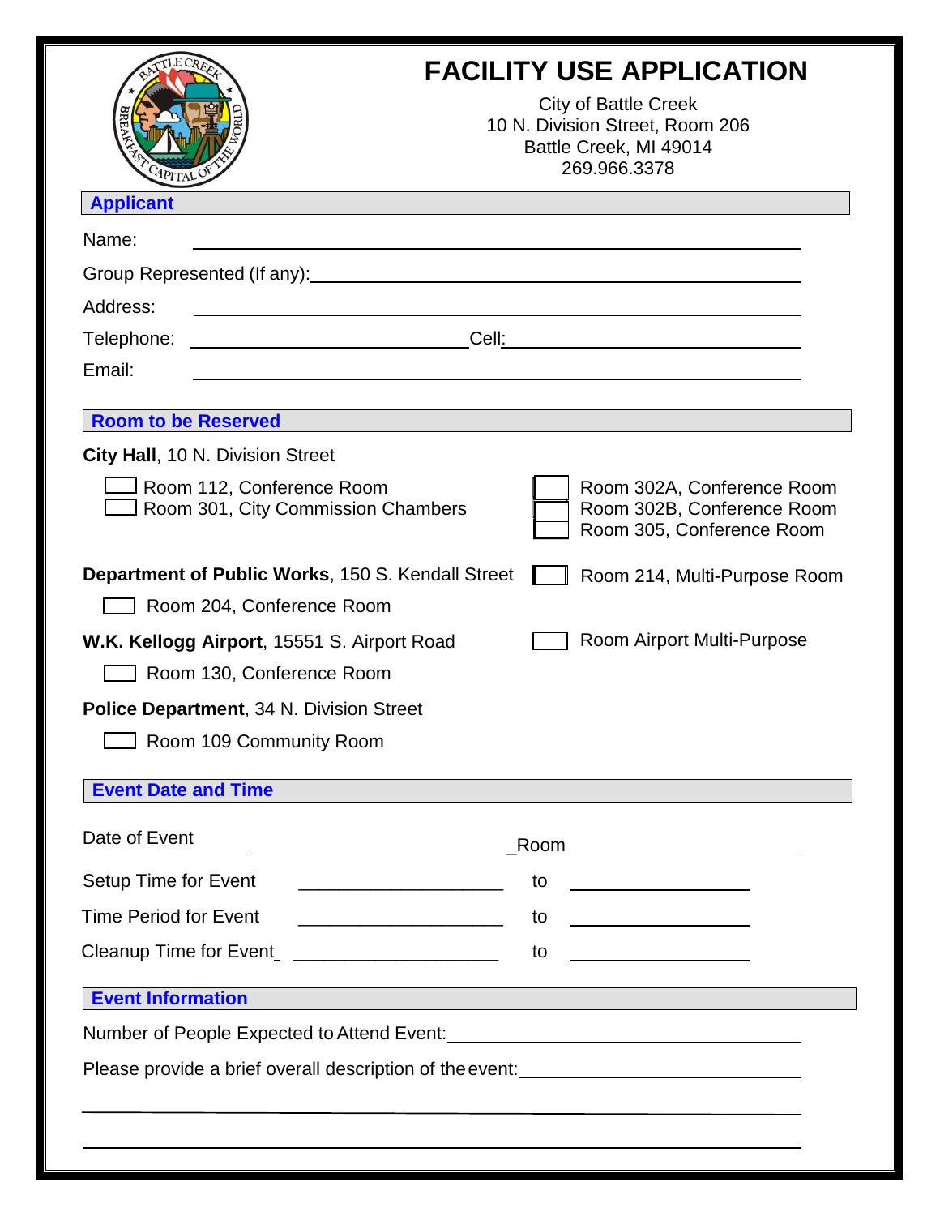# FACILITY USE APPLICATION

City of Battle Creek
10 N. Division Street, Room 206
Battle Creek, MI 49014
269.966.3378

## Applicant

Name: ______________________________

Group Represented (If any): ______________________________

Address: ______________________________

Telephone: ______________________________ Cell: ______________________________

Email: ______________________________

## Room to be Reserved

**City Hall**, 10 N. Division Street

- ☐ Room 112, Conference Room
- ☐ Room 301, City Commission Chambers
- ☐ Room 302A, Conference Room
- ☐ Room 302B, Conference Room
- ☐ Room 305, Conference Room

**Department of Public Works**, 150 S. Kendall Street

- ☐ Room 204, Conference Room
- ☐ Room 214, Multi-Purpose Room

**W.K. Kellogg Airport**, 15551 S. Airport Road

- ☐ Room 130, Conference Room
- ☐ Room Airport Multi-Purpose

**Police Department**, 34 N. Division Street

- ☐ Room 109 Community Room

## Event Date and Time

Date of Event ______________________________ Room ______________________________

Setup Time for Event ____________________ to ____________________

Time Period for Event ____________________ to ____________________

Cleanup Time for Event ____________________ to ____________________

## Event Information

Number of People Expected to Attend Event: ______________________________

Please provide a brief overall description of the event: ______________________________

______________________________

______________________________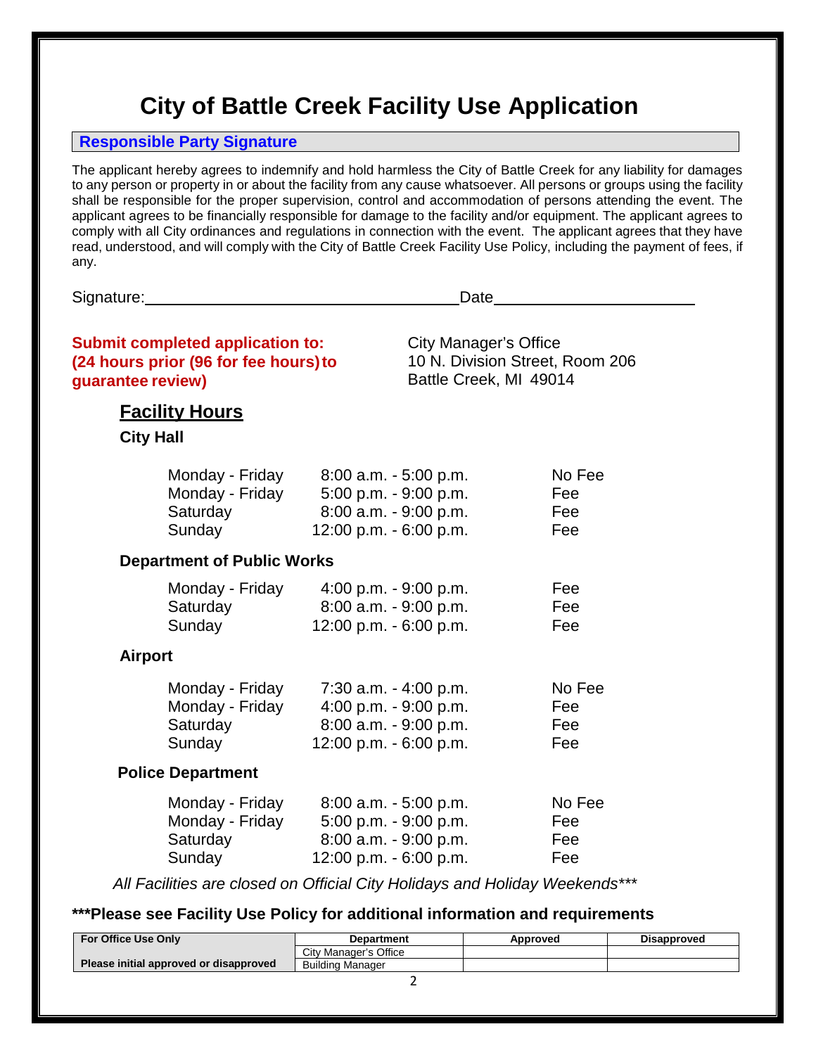# City of Battle Creek Facility Use Application

## Responsible Party Signature

The applicant hereby agrees to indemnify and hold harmless the City of Battle Creek for any liability for damages to any person or property in or about the facility from any cause whatsoever. All persons or groups using the facility shall be responsible for the proper supervision, control and accommodation of persons attending the event. The applicant agrees to be financially responsible for damage to the facility and/or equipment. The applicant agrees to comply with all City ordinances and regulations in connection with the event. The applicant agrees that they have read, understood, and will comply with the City of Battle Creek Facility Use Policy, including the payment of fees, if any.

Signature:______________________________ Date____________________

**Submit completed application to: (24 hours prior (96 for fee hours) to guarantee review)**

City Manager's Office
10 N. Division Street, Room 206
Battle Creek, MI 49014

## Facility Hours

### City Hall

| | | |
|---|---|---|
| Monday - Friday | 8:00 a.m. - 5:00 p.m. | No Fee |
| Monday - Friday | 5:00 p.m. - 9:00 p.m. | Fee |
| Saturday | 8:00 a.m. - 9:00 p.m. | Fee |
| Sunday | 12:00 p.m. - 6:00 p.m. | Fee |

### Department of Public Works

| | | |
|---|---|---|
| Monday - Friday | 4:00 p.m. - 9:00 p.m. | Fee |
| Saturday | 8:00 a.m. - 9:00 p.m. | Fee |
| Sunday | 12:00 p.m. - 6:00 p.m. | Fee |

### Airport

| | | |
|---|---|---|
| Monday - Friday | 7:30 a.m. - 4:00 p.m. | No Fee |
| Monday - Friday | 4:00 p.m. - 9:00 p.m. | Fee |
| Saturday | 8:00 a.m. - 9:00 p.m. | Fee |
| Sunday | 12:00 p.m. - 6:00 p.m. | Fee |

### Police Department

| | | |
|---|---|---|
| Monday - Friday | 8:00 a.m. - 5:00 p.m. | No Fee |
| Monday - Friday | 5:00 p.m. - 9:00 p.m. | Fee |
| Saturday | 8:00 a.m. - 9:00 p.m. | Fee |
| Sunday | 12:00 p.m. - 6:00 p.m. | Fee |

*All Facilities are closed on Official City Holidays and Holiday Weekends****

**\*\*\*Please see Facility Use Policy for additional information and requirements**

| For Office Use Only | Department | Approved | Disapproved |
|---|---|---|---|
| | City Manager's Office | | |
| Please initial approved or disapproved | Building Manager | | |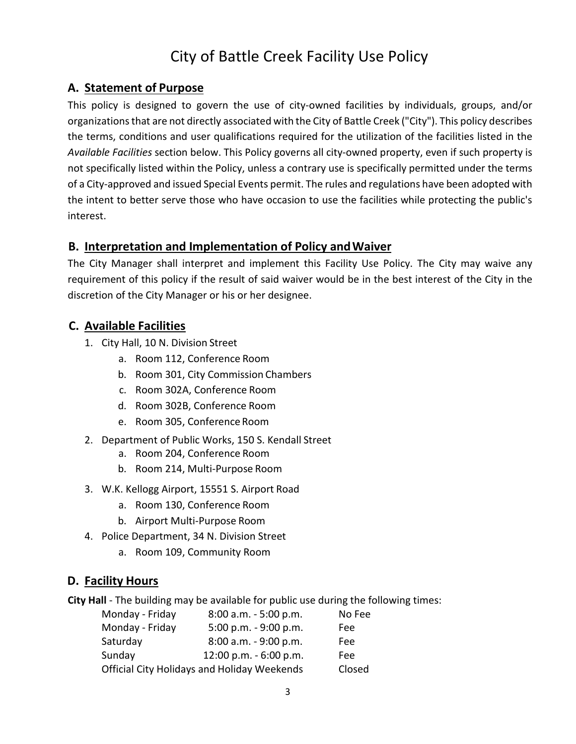# City of Battle Creek Facility Use Policy

## A. Statement of Purpose

This policy is designed to govern the use of city-owned facilities by individuals, groups, and/or organizations that are not directly associated with the City of Battle Creek ("City"). This policy describes the terms, conditions and user qualifications required for the utilization of the facilities listed in the *Available Facilities* section below. This Policy governs all city-owned property, even if such property is not specifically listed within the Policy, unless a contrary use is specifically permitted under the terms of a City-approved and issued Special Events permit. The rules and regulations have been adopted with the intent to better serve those who have occasion to use the facilities while protecting the public's interest.

## B. Interpretation and Implementation of Policy and Waiver

The City Manager shall interpret and implement this Facility Use Policy. The City may waive any requirement of this policy if the result of said waiver would be in the best interest of the City in the discretion of the City Manager or his or her designee.

## C. Available Facilities

1. City Hall, 10 N. Division Street
   a. Room 112, Conference Room
   b. Room 301, City Commission Chambers
   c. Room 302A, Conference Room
   d. Room 302B, Conference Room
   e. Room 305, Conference Room
2. Department of Public Works, 150 S. Kendall Street
   a. Room 204, Conference Room
   b. Room 214, Multi-Purpose Room
3. W.K. Kellogg Airport, 15551 S. Airport Road
   a. Room 130, Conference Room
   b. Airport Multi-Purpose Room
4. Police Department, 34 N. Division Street
   a. Room 109, Community Room

## D. Facility Hours

**City Hall** - The building may be available for public use during the following times:

| Day | Hours | Fee |
|---|---|---|
| Monday - Friday | 8:00 a.m. - 5:00 p.m. | No Fee |
| Monday - Friday | 5:00 p.m. - 9:00 p.m. | Fee |
| Saturday | 8:00 a.m. - 9:00 p.m. | Fee |
| Sunday | 12:00 p.m. - 6:00 p.m. | Fee |
| Official City Holidays and Holiday Weekends | | Closed |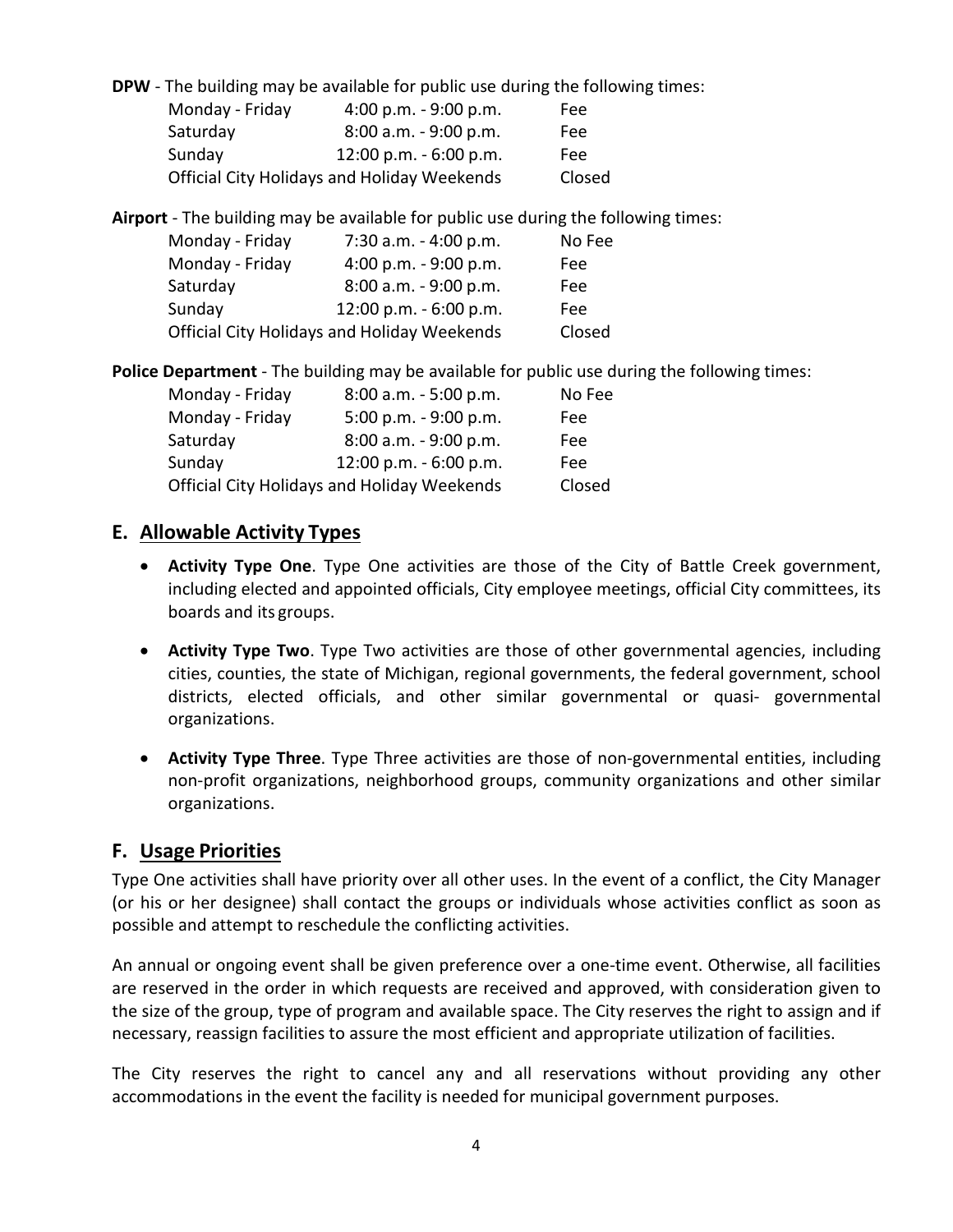**DPW** - The building may be available for public use during the following times:

| | | |
|---|---|---|
| Monday - Friday | 4:00 p.m. - 9:00 p.m. | Fee |
| Saturday | 8:00 a.m. - 9:00 p.m. | Fee |
| Sunday | 12:00 p.m. - 6:00 p.m. | Fee |
| Official City Holidays and Holiday Weekends | | Closed |

**Airport** - The building may be available for public use during the following times:

| | | |
|---|---|---|
| Monday - Friday | 7:30 a.m. - 4:00 p.m. | No Fee |
| Monday - Friday | 4:00 p.m. - 9:00 p.m. | Fee |
| Saturday | 8:00 a.m. - 9:00 p.m. | Fee |
| Sunday | 12:00 p.m. - 6:00 p.m. | Fee |
| Official City Holidays and Holiday Weekends | | Closed |

**Police Department** - The building may be available for public use during the following times:

| | | |
|---|---|---|
| Monday - Friday | 8:00 a.m. - 5:00 p.m. | No Fee |
| Monday - Friday | 5:00 p.m. - 9:00 p.m. | Fee |
| Saturday | 8:00 a.m. - 9:00 p.m. | Fee |
| Sunday | 12:00 p.m. - 6:00 p.m. | Fee |
| Official City Holidays and Holiday Weekends | | Closed |

## E. Allowable Activity Types

- **Activity Type One**. Type One activities are those of the City of Battle Creek government, including elected and appointed officials, City employee meetings, official City committees, its boards and its groups.
- **Activity Type Two**. Type Two activities are those of other governmental agencies, including cities, counties, the state of Michigan, regional governments, the federal government, school districts, elected officials, and other similar governmental or quasi- governmental organizations.
- **Activity Type Three**. Type Three activities are those of non-governmental entities, including non-profit organizations, neighborhood groups, community organizations and other similar organizations.

## F. Usage Priorities

Type One activities shall have priority over all other uses. In the event of a conflict, the City Manager (or his or her designee) shall contact the groups or individuals whose activities conflict as soon as possible and attempt to reschedule the conflicting activities.

An annual or ongoing event shall be given preference over a one-time event. Otherwise, all facilities are reserved in the order in which requests are received and approved, with consideration given to the size of the group, type of program and available space. The City reserves the right to assign and if necessary, reassign facilities to assure the most efficient and appropriate utilization of facilities.

The City reserves the right to cancel any and all reservations without providing any other accommodations in the event the facility is needed for municipal government purposes.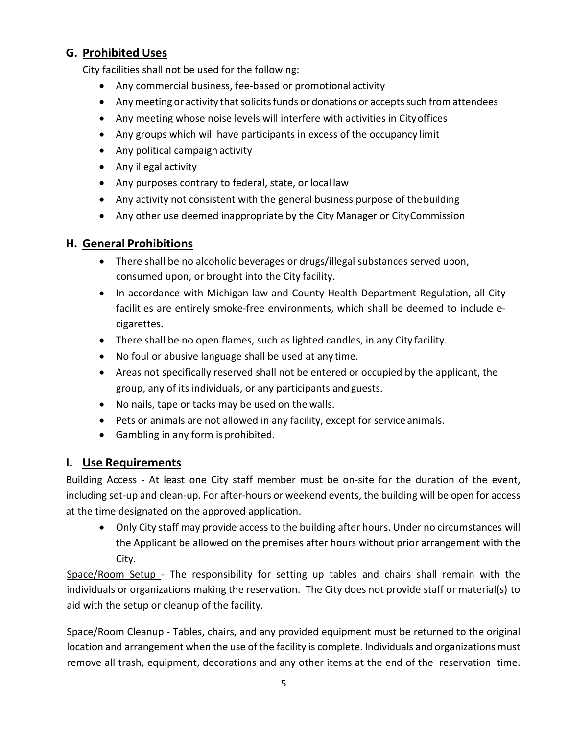## G. Prohibited Uses

City facilities shall not be used for the following:

- Any commercial business, fee-based or promotional activity
- Any meeting or activity that solicits funds or donations or accepts such from attendees
- Any meeting whose noise levels will interfere with activities in City offices
- Any groups which will have participants in excess of the occupancy limit
- Any political campaign activity
- Any illegal activity
- Any purposes contrary to federal, state, or local law
- Any activity not consistent with the general business purpose of the building
- Any other use deemed inappropriate by the City Manager or City Commission

## H. General Prohibitions

- There shall be no alcoholic beverages or drugs/illegal substances served upon, consumed upon, or brought into the City facility.
- In accordance with Michigan law and County Health Department Regulation, all City facilities are entirely smoke-free environments, which shall be deemed to include e-cigarettes.
- There shall be no open flames, such as lighted candles, in any City facility.
- No foul or abusive language shall be used at any time.
- Areas not specifically reserved shall not be entered or occupied by the applicant, the group, any of its individuals, or any participants and guests.
- No nails, tape or tacks may be used on the walls.
- Pets or animals are not allowed in any facility, except for service animals.
- Gambling in any form is prohibited.

## I. Use Requirements

Building Access - At least one City staff member must be on-site for the duration of the event, including set-up and clean-up. For after-hours or weekend events, the building will be open for access at the time designated on the approved application.

- Only City staff may provide access to the building after hours. Under no circumstances will the Applicant be allowed on the premises after hours without prior arrangement with the City.

Space/Room Setup - The responsibility for setting up tables and chairs shall remain with the individuals or organizations making the reservation. The City does not provide staff or material(s) to aid with the setup or cleanup of the facility.

Space/Room Cleanup - Tables, chairs, and any provided equipment must be returned to the original location and arrangement when the use of the facility is complete. Individuals and organizations must remove all trash, equipment, decorations and any other items at the end of the reservation time.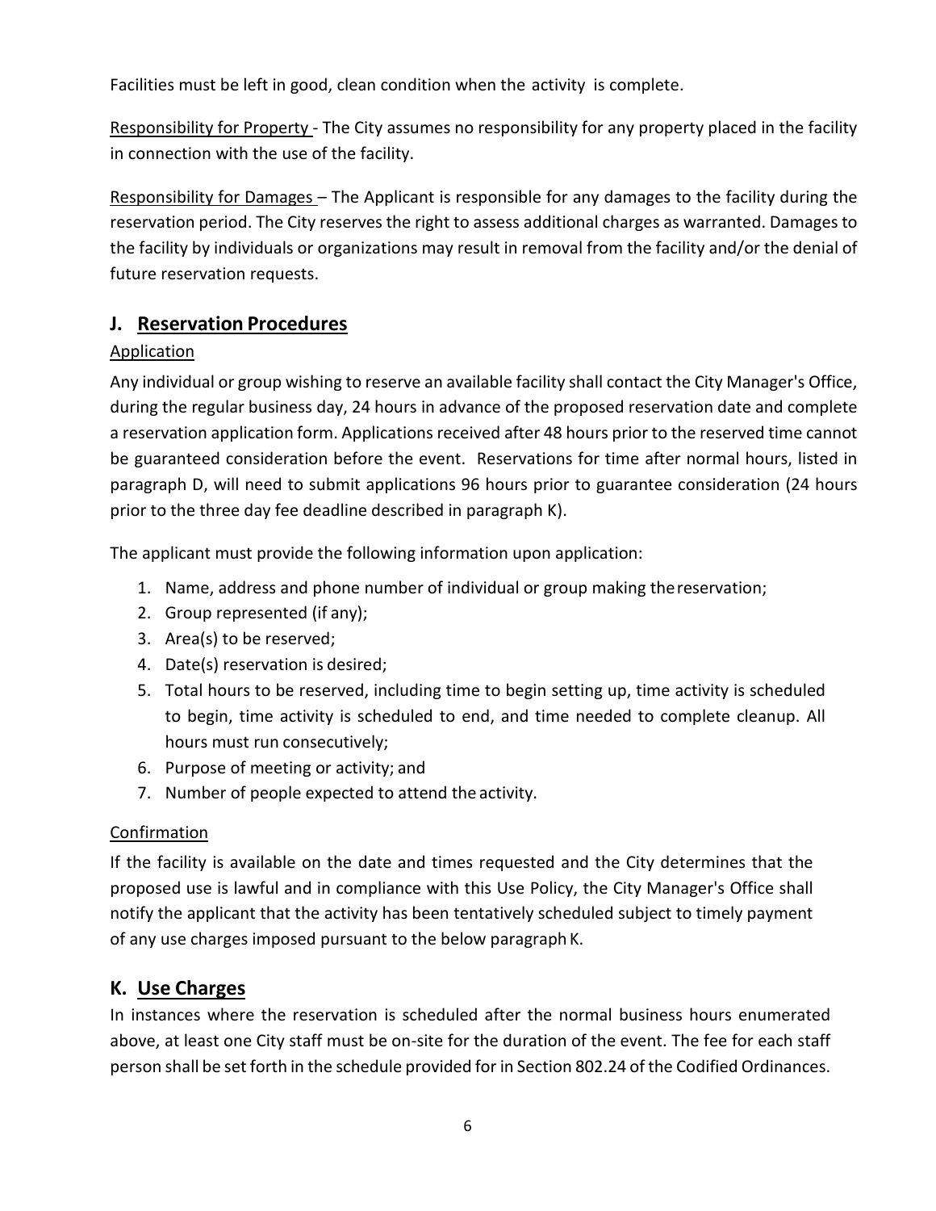Facilities must be left in good, clean condition when the activity is complete.

Responsibility for Property - The City assumes no responsibility for any property placed in the facility in connection with the use of the facility.

Responsibility for Damages – The Applicant is responsible for any damages to the facility during the reservation period. The City reserves the right to assess additional charges as warranted. Damages to the facility by individuals or organizations may result in removal from the facility and/or the denial of future reservation requests.

## J. Reservation Procedures

Application

Any individual or group wishing to reserve an available facility shall contact the City Manager's Office, during the regular business day, 24 hours in advance of the proposed reservation date and complete a reservation application form. Applications received after 48 hours prior to the reserved time cannot be guaranteed consideration before the event. Reservations for time after normal hours, listed in paragraph D, will need to submit applications 96 hours prior to guarantee consideration (24 hours prior to the three day fee deadline described in paragraph K).

The applicant must provide the following information upon application:

1. Name, address and phone number of individual or group making the reservation;
2. Group represented (if any);
3. Area(s) to be reserved;
4. Date(s) reservation is desired;
5. Total hours to be reserved, including time to begin setting up, time activity is scheduled to begin, time activity is scheduled to end, and time needed to complete cleanup. All hours must run consecutively;
6. Purpose of meeting or activity; and
7. Number of people expected to attend the activity.

Confirmation

If the facility is available on the date and times requested and the City determines that the proposed use is lawful and in compliance with this Use Policy, the City Manager's Office shall notify the applicant that the activity has been tentatively scheduled subject to timely payment of any use charges imposed pursuant to the below paragraph K.

## K. Use Charges

In instances where the reservation is scheduled after the normal business hours enumerated above, at least one City staff must be on-site for the duration of the event. The fee for each staff person shall be set forth in the schedule provided for in Section 802.24 of the Codified Ordinances.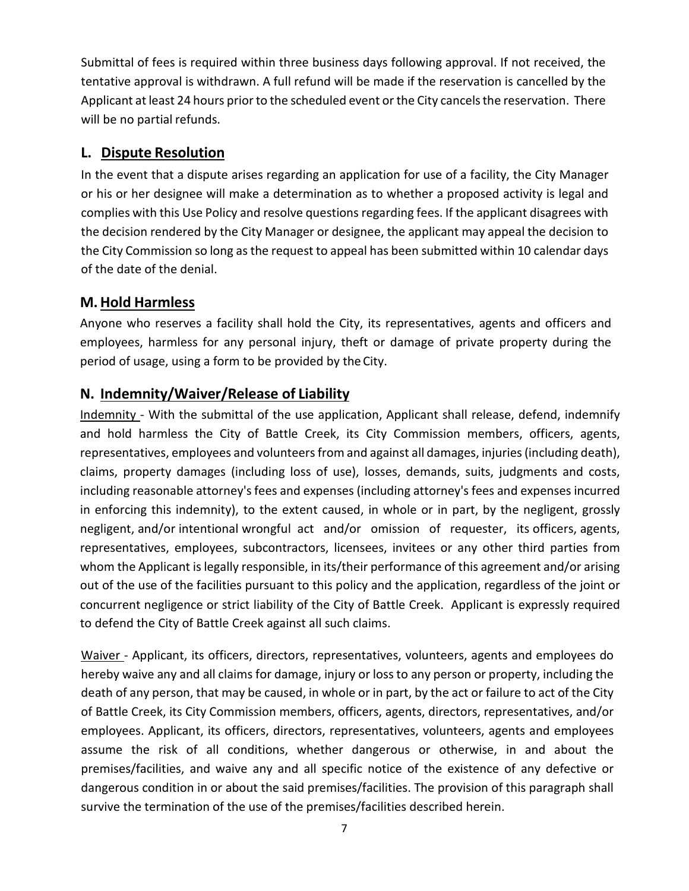Submittal of fees is required within three business days following approval. If not received, the tentative approval is withdrawn. A full refund will be made if the reservation is cancelled by the Applicant at least 24 hours prior to the scheduled event or the City cancels the reservation. There will be no partial refunds.

## L. Dispute Resolution

In the event that a dispute arises regarding an application for use of a facility, the City Manager or his or her designee will make a determination as to whether a proposed activity is legal and complies with this Use Policy and resolve questions regarding fees. If the applicant disagrees with the decision rendered by the City Manager or designee, the applicant may appeal the decision to the City Commission so long as the request to appeal has been submitted within 10 calendar days of the date of the denial.

## M. Hold Harmless

Anyone who reserves a facility shall hold the City, its representatives, agents and officers and employees, harmless for any personal injury, theft or damage of private property during the period of usage, using a form to be provided by the City.

## N. Indemnity/Waiver/Release of Liability

Indemnity - With the submittal of the use application, Applicant shall release, defend, indemnify and hold harmless the City of Battle Creek, its City Commission members, officers, agents, representatives, employees and volunteers from and against all damages, injuries (including death), claims, property damages (including loss of use), losses, demands, suits, judgments and costs, including reasonable attorney's fees and expenses (including attorney's fees and expenses incurred in enforcing this indemnity), to the extent caused, in whole or in part, by the negligent, grossly negligent, and/or intentional wrongful act and/or omission of requester, its officers, agents, representatives, employees, subcontractors, licensees, invitees or any other third parties from whom the Applicant is legally responsible, in its/their performance of this agreement and/or arising out of the use of the facilities pursuant to this policy and the application, regardless of the joint or concurrent negligence or strict liability of the City of Battle Creek. Applicant is expressly required to defend the City of Battle Creek against all such claims.

Waiver - Applicant, its officers, directors, representatives, volunteers, agents and employees do hereby waive any and all claims for damage, injury or loss to any person or property, including the death of any person, that may be caused, in whole or in part, by the act or failure to act of the City of Battle Creek, its City Commission members, officers, agents, directors, representatives, and/or employees. Applicant, its officers, directors, representatives, volunteers, agents and employees assume the risk of all conditions, whether dangerous or otherwise, in and about the premises/facilities, and waive any and all specific notice of the existence of any defective or dangerous condition in or about the said premises/facilities. The provision of this paragraph shall survive the termination of the use of the premises/facilities described herein.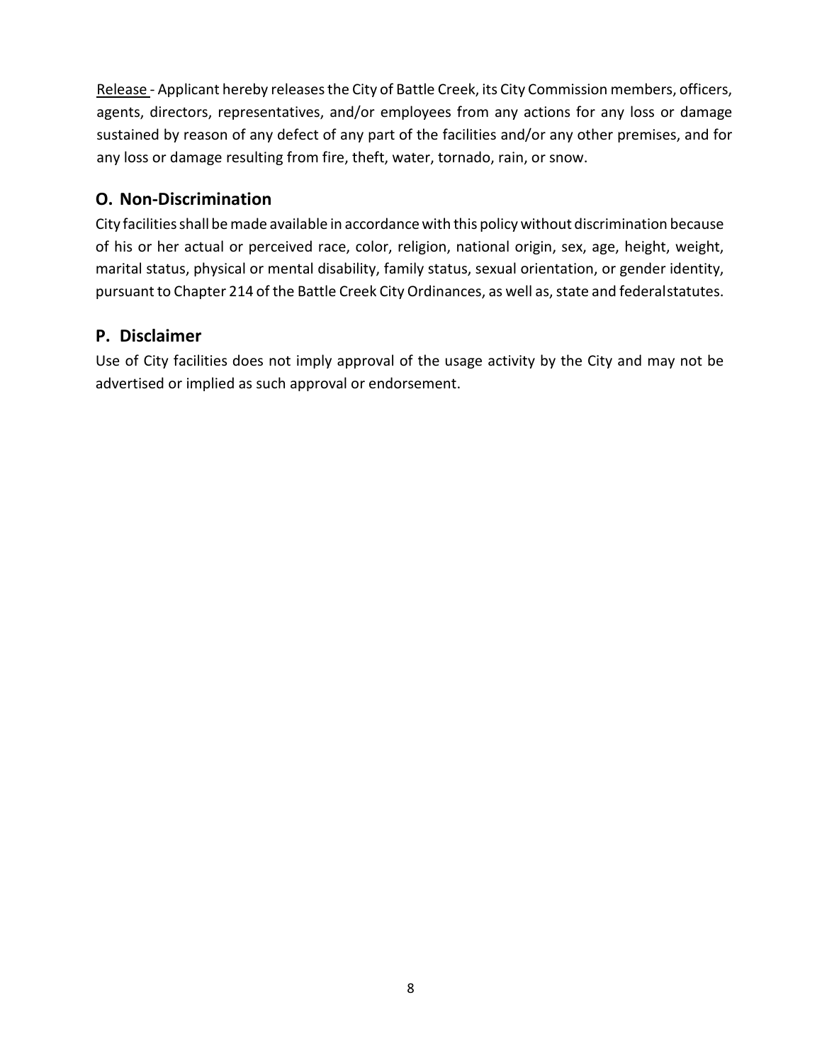Release - Applicant hereby releases the City of Battle Creek, its City Commission members, officers, agents, directors, representatives, and/or employees from any actions for any loss or damage sustained by reason of any defect of any part of the facilities and/or any other premises, and for any loss or damage resulting from fire, theft, water, tornado, rain, or snow.

## O. Non-Discrimination

City facilities shall be made available in accordance with this policy without discrimination because of his or her actual or perceived race, color, religion, national origin, sex, age, height, weight, marital status, physical or mental disability, family status, sexual orientation, or gender identity, pursuant to Chapter 214 of the Battle Creek City Ordinances, as well as, state and federal statutes.

## P. Disclaimer

Use of City facilities does not imply approval of the usage activity by the City and may not be advertised or implied as such approval or endorsement.